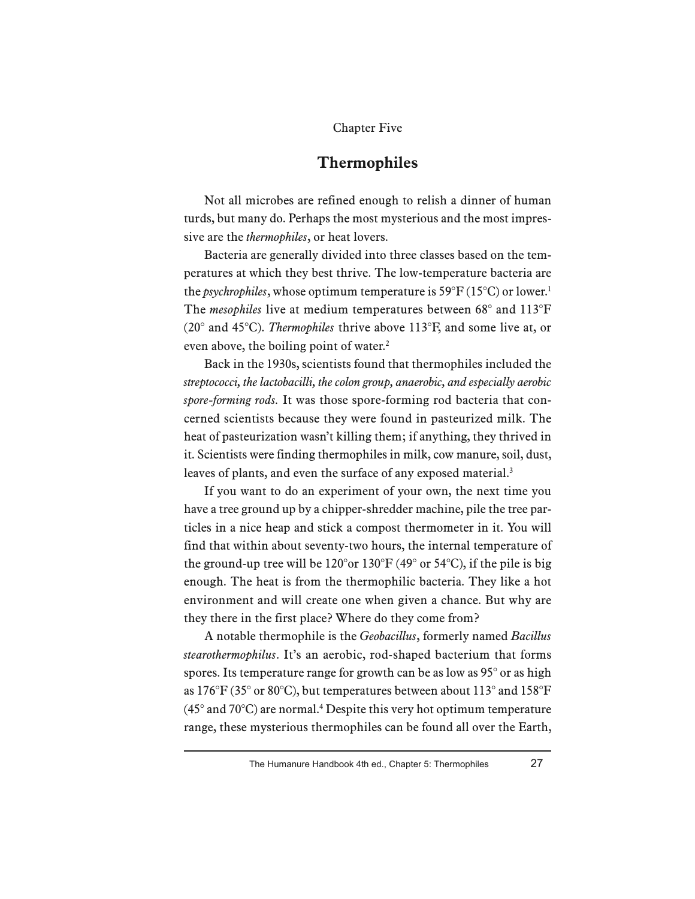Chapter Five

# Thermophiles

Not all microbes are refined enough to relish a dinner of human turds, but many do. Perhaps the most mysterious and the most impressive are the *thermophiles*, or heat lovers.

Bacteria are generally divided into three classes based on the temperatures at which they best thrive. The low-temperature bacteria are the *psychrophiles*, whose optimum temperature is 59°F (15°C) or lower.[1] The *mesophiles* live at medium temperatures between 68° and 113°F (20° and 45°C). *Thermophiles* thrive above 113°F, and some live at, or even above, the boiling point of water.[2]

Back in the 1930s, scientists found that thermophiles included the *streptococci, the lactobacilli, the colon group, anaerobic, and especially aerobic spore-forming rods*. It was those spore-forming rod bacteria that concerned scientists because they were found in pasteurized milk. The heat of pasteurization wasn't killing them; if anything, they thrived in it. Scientists were finding thermophiles in milk, cow manure, soil, dust, leaves of plants, and even the surface of any exposed material.[3]

If you want to do an experiment of your own, the next time you have a tree ground up by a chipper-shredder machine, pile the tree particles in a nice heap and stick a compost thermometer in it. You will find that within about seventy-two hours, the internal temperature of the ground-up tree will be 120°or 130°F (49° or 54°C), if the pile is big enough. The heat is from the thermophilic bacteria. They like a hot environment and will create one when given a chance. But why are they there in the first place? Where do they come from?

A notable thermophile is the *Geobacillus*, formerly named *Bacillus stearothermophilus*. It's an aerobic, rod-shaped bacterium that forms spores. Its temperature range for growth can be as low as 95° or as high as 176°F (35° or 80°C), but temperatures between about 113° and 158°F (45° and 70°C) are normal.[4] Despite this very hot optimum temperature range, these mysterious thermophiles can be found all over the Earth,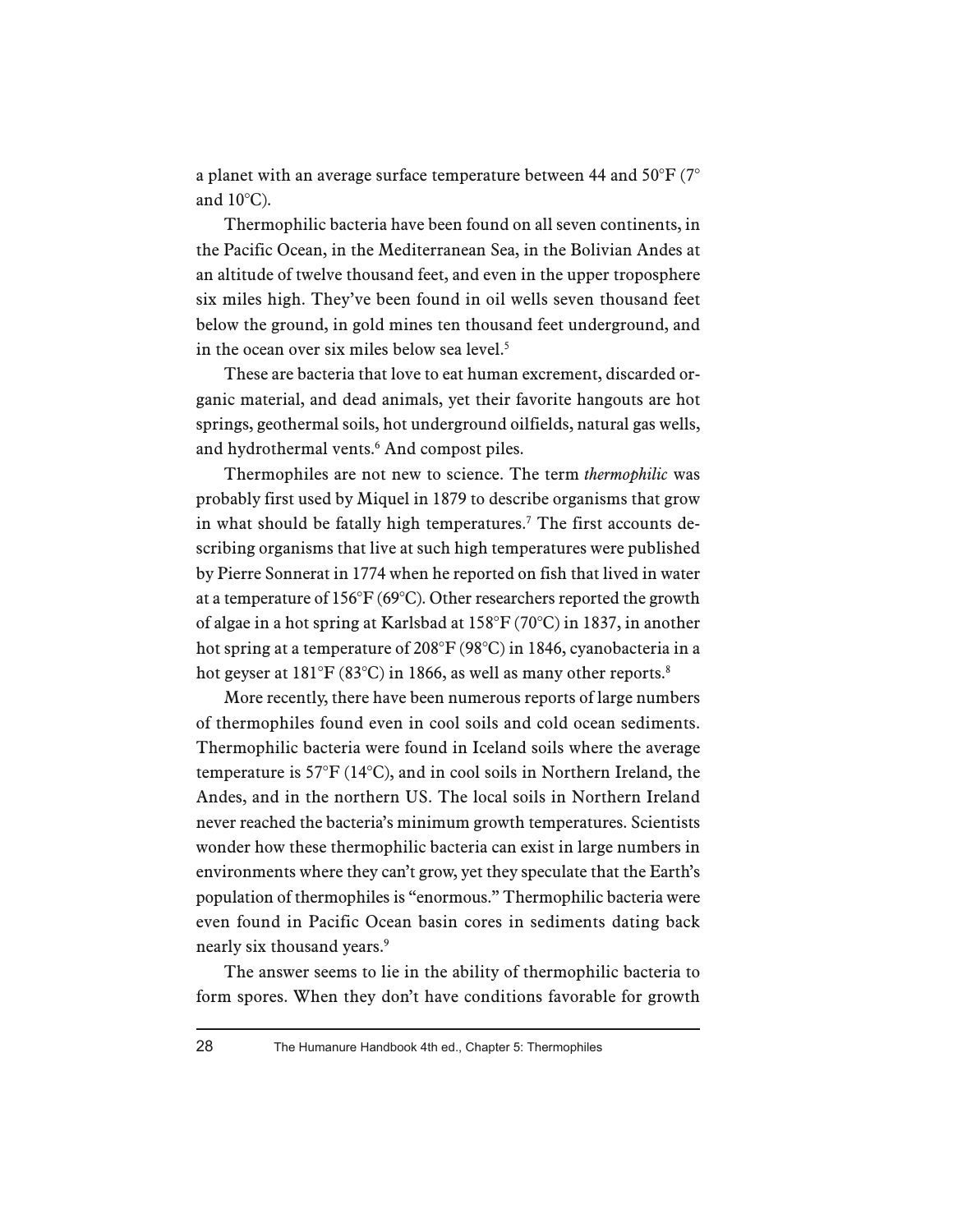a planet with an average surface temperature between 44 and 50°F (7° and 10°C).

Thermophilic bacteria have been found on all seven continents, in the Pacific Ocean, in the Mediterranean Sea, in the Bolivian Andes at an altitude of twelve thousand feet, and even in the upper troposphere six miles high. They've been found in oil wells seven thousand feet below the ground, in gold mines ten thousand feet underground, and in the ocean over six miles below sea level.[5]

These are bacteria that love to eat human excrement, discarded organic material, and dead animals, yet their favorite hangouts are hot springs, geothermal soils, hot underground oilfields, natural gas wells, and hydrothermal vents.[6] And compost piles.

Thermophiles are not new to science. The term *thermophilic* was probably first used by Miquel in 1879 to describe organisms that grow in what should be fatally high temperatures.[7] The first accounts describing organisms that live at such high temperatures were published by Pierre Sonnerat in 1774 when he reported on fish that lived in water at a temperature of 156°F (69°C). Other researchers reported the growth of algae in a hot spring at Karlsbad at 158°F (70°C) in 1837, in another hot spring at a temperature of 208°F (98°C) in 1846, cyanobacteria in a hot geyser at 181°F (83°C) in 1866, as well as many other reports.[8]

More recently, there have been numerous reports of large numbers of thermophiles found even in cool soils and cold ocean sediments. Thermophilic bacteria were found in Iceland soils where the average temperature is 57°F (14°C), and in cool soils in Northern Ireland, the Andes, and in the northern US. The local soils in Northern Ireland never reached the bacteria's minimum growth temperatures. Scientists wonder how these thermophilic bacteria can exist in large numbers in environments where they can't grow, yet they speculate that the Earth's population of thermophiles is "enormous." Thermophilic bacteria were even found in Pacific Ocean basin cores in sediments dating back nearly six thousand years.[9]

The answer seems to lie in the ability of thermophilic bacteria to form spores. When they don't have conditions favorable for growth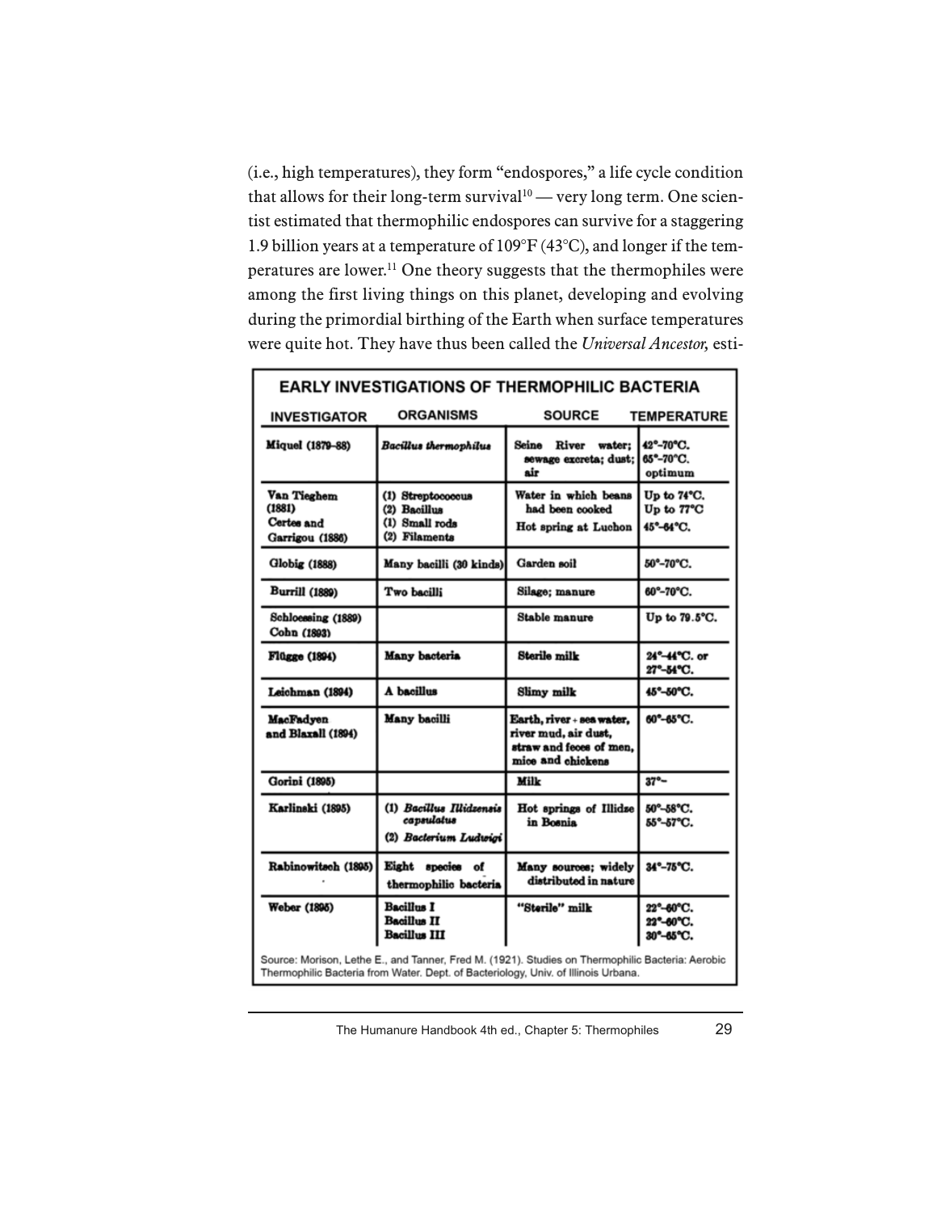(i.e., high temperatures), they form "endospores," a life cycle condition that allows for their long-term survival[10] — very long term. One scientist estimated that thermophilic endospores can survive for a staggering 1.9 billion years at a temperature of 109°F (43°C), and longer if the temperatures are lower.[11] One theory suggests that the thermophiles were among the first living things on this planet, developing and evolving during the primordial birthing of the Earth when surface temperatures were quite hot. They have thus been called the *Universal Ancestor,* esti-

**EARLY INVESTIGATIONS OF THERMOPHILIC BACTERIA**

| INVESTIGATOR | ORGANISMS | SOURCE | TEMPERATURE |
|---|---|---|---|
| Miquel (1879–88) | *Bacillus thermophilus* | Seine River water; sewage excreta; dust; air | 42°–70°C. 65°–70°C. optimum |
| Van Tieghem (1881) | (1) Streptococcus (2) Bacillus | Water in which beans had been cooked | Up to 74°C. Up to 77°C |
| Certes and Garrigou (1886) | (1) Small rods (2) Filaments | Hot spring at Luchon | 45°–64°C. |
| Globig (1888) | Many bacilli (30 kinds) | Garden soil | 50°–70°C. |
| Burrill (1889) | Two bacilli | Silage; manure | 60°–70°C. |
| Schloessing (1889) Cohn (1893) | | Stable manure | Up to 79.5°C. |
| Flügge (1894) | Many bacteria | Sterile milk | 24°–44°C. or 27°–54°C. |
| Leichman (1894) | A bacillus | Slimy milk | 45°–50°C. |
| MacFadyen and Blaxall (1894) | Many bacilli | Earth, river + sea water, river mud, air dust, straw and feces of men, mice and chickens | 60°–65°C. |
| Gorini (1895) | | Milk | 37°– |
| Karlinski (1895) | (1) *Bacillus Illidzensis capsulatus* (2) *Bacterium Ludwigi* | Hot springs of Illidze in Bosnia | 50°–58°C. 55°–57°C. |
| Rabinowitsch (1895) | Eight species of thermophilic bacteria | Many sources; widely distributed in nature | 34°–75°C. |
| Weber (1895) | Bacillus I Bacillus II Bacillus III | "Sterile" milk | 22°–60°C. 22°–60°C. 30°–65°C. |

Source: Morison, Lethe E., and Tanner, Fred M. (1921). Studies on Thermophilic Bacteria: Aerobic Thermophilic Bacteria from Water. Dept. of Bacteriology, Univ. of Illinois Urbana.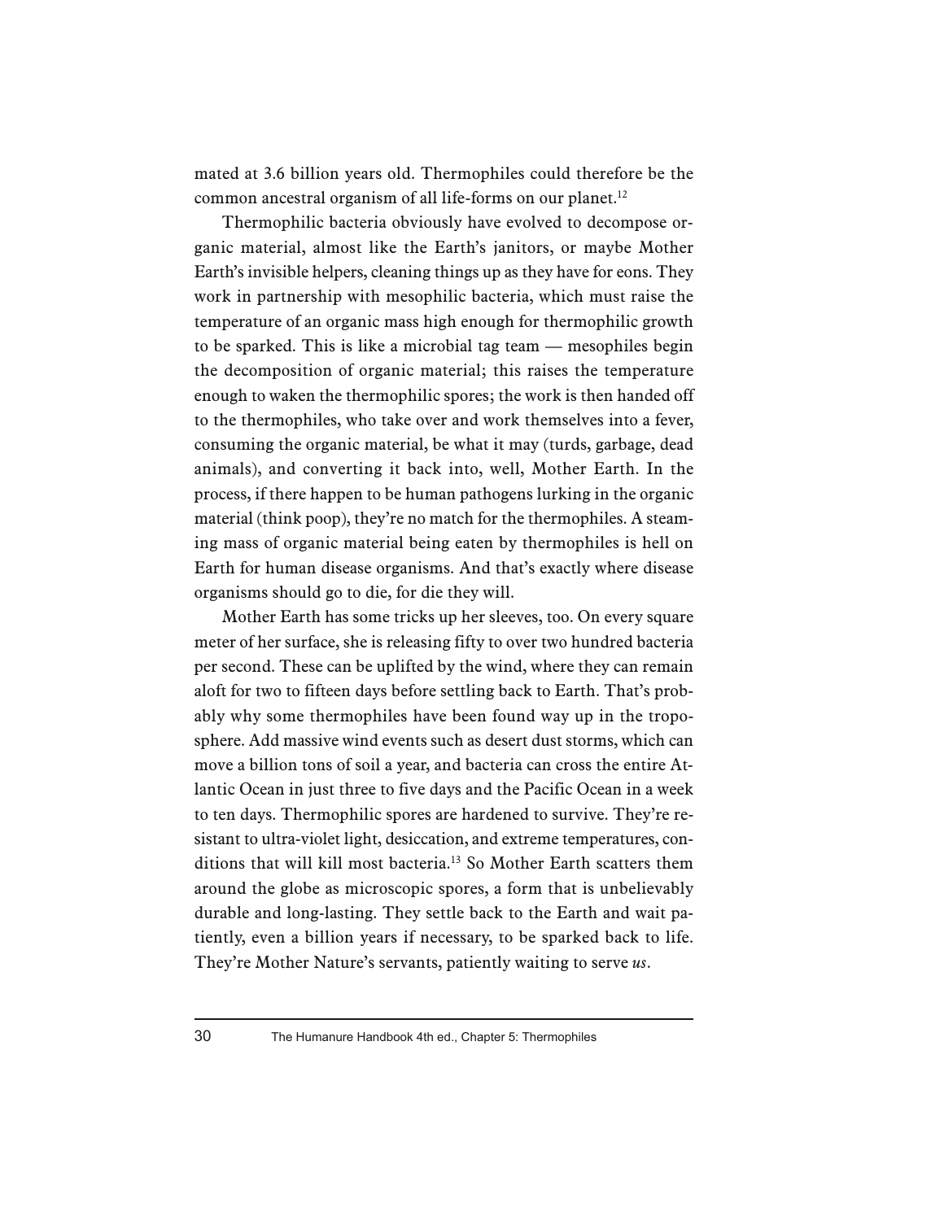mated at 3.6 billion years old. Thermophiles could therefore be the common ancestral organism of all life-forms on our planet.[12]

Thermophilic bacteria obviously have evolved to decompose organic material, almost like the Earth's janitors, or maybe Mother Earth's invisible helpers, cleaning things up as they have for eons. They work in partnership with mesophilic bacteria, which must raise the temperature of an organic mass high enough for thermophilic growth to be sparked. This is like a microbial tag team — mesophiles begin the decomposition of organic material; this raises the temperature enough to waken the thermophilic spores; the work is then handed off to the thermophiles, who take over and work themselves into a fever, consuming the organic material, be what it may (turds, garbage, dead animals), and converting it back into, well, Mother Earth. In the process, if there happen to be human pathogens lurking in the organic material (think poop), they're no match for the thermophiles. A steaming mass of organic material being eaten by thermophiles is hell on Earth for human disease organisms. And that's exactly where disease organisms should go to die, for die they will.

Mother Earth has some tricks up her sleeves, too. On every square meter of her surface, she is releasing fifty to over two hundred bacteria per second. These can be uplifted by the wind, where they can remain aloft for two to fifteen days before settling back to Earth. That's probably why some thermophiles have been found way up in the troposphere. Add massive wind events such as desert dust storms, which can move a billion tons of soil a year, and bacteria can cross the entire Atlantic Ocean in just three to five days and the Pacific Ocean in a week to ten days. Thermophilic spores are hardened to survive. They're resistant to ultra-violet light, desiccation, and extreme temperatures, conditions that will kill most bacteria.[13] So Mother Earth scatters them around the globe as microscopic spores, a form that is unbelievably durable and long-lasting. They settle back to the Earth and wait patiently, even a billion years if necessary, to be sparked back to life. They're Mother Nature's servants, patiently waiting to serve *us*.